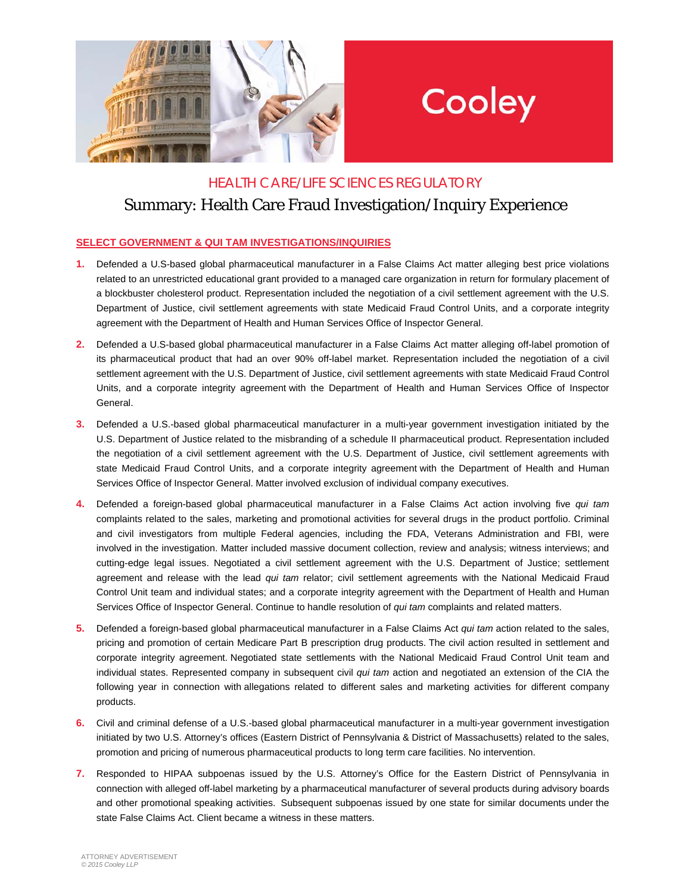Cooley

## HEALTH CARE/LIFE SCIENCES REGULATORY

# Summary: Health Care Fraud Investigation/Inquiry Experience

### SELECT GOVERNMENT & QUI TAM INVESTIGATIONS/INQUIRIES

1. Defended a U.S-based global pharmaceutical manufacturer in a False Claims Act matter alleging best price violations related to an unrestricted educational grant provided to a managed care organization in return for formulary placement of a blockbuster cholesterol product. Representation included the negotiation of a civil settlement agreement with the U.S. Department of Justice, civil settlement agreements with state Medicaid Fraud Control Units, and a corporate integrity agreement with the Department of Health and Human Services Office of Inspector General.

2. Defended a U.S-based global pharmaceutical manufacturer in a False Claims Act matter alleging off-label promotion of its pharmaceutical product that had an over 90% off-label market. Representation included the negotiation of a civil settlement agreement with the U.S. Department of Justice, civil settlement agreements with state Medicaid Fraud Control Units, and a corporate integrity agreement with the Department of Health and Human Services Office of Inspector General.

3. Defended a U.S.-based global pharmaceutical manufacturer in a multi-year government investigation initiated by the U.S. Department of Justice related to the misbranding of a schedule II pharmaceutical product. Representation included the negotiation of a civil settlement agreement with the U.S. Department of Justice, civil settlement agreements with state Medicaid Fraud Control Units, and a corporate integrity agreement with the Department of Health and Human Services Office of Inspector General. Matter involved exclusion of individual company executives.

4. Defended a foreign-based global pharmaceutical manufacturer in a False Claims Act action involving five *qui tam* complaints related to the sales, marketing and promotional activities for several drugs in the product portfolio. Criminal and civil investigators from multiple Federal agencies, including the FDA, Veterans Administration and FBI, were involved in the investigation. Matter included massive document collection, review and analysis; witness interviews; and cutting-edge legal issues. Negotiated a civil settlement agreement with the U.S. Department of Justice; settlement agreement and release with the lead *qui tam* relator; civil settlement agreements with the National Medicaid Fraud Control Unit team and individual states; and a corporate integrity agreement with the Department of Health and Human Services Office of Inspector General. Continue to handle resolution of *qui tam* complaints and related matters.

5. Defended a foreign-based global pharmaceutical manufacturer in a False Claims Act *qui tam* action related to the sales, pricing and promotion of certain Medicare Part B prescription drug products. The civil action resulted in settlement and corporate integrity agreement. Negotiated state settlements with the National Medicaid Fraud Control Unit team and individual states. Represented company in subsequent civil *qui tam* action and negotiated an extension of the CIA the following year in connection with allegations related to different sales and marketing activities for different company products.

6. Civil and criminal defense of a U.S.-based global pharmaceutical manufacturer in a multi-year government investigation initiated by two U.S. Attorney's offices (Eastern District of Pennsylvania & District of Massachusetts) related to the sales, promotion and pricing of numerous pharmaceutical products to long term care facilities. No intervention.

7. Responded to HIPAA subpoenas issued by the U.S. Attorney's Office for the Eastern District of Pennsylvania in connection with alleged off-label marketing by a pharmaceutical manufacturer of several products during advisory boards and other promotional speaking activities. Subsequent subpoenas issued by one state for similar documents under the state False Claims Act. Client became a witness in these matters.

ATTORNEY ADVERTISEMENT
*© 2015 Cooley LLP*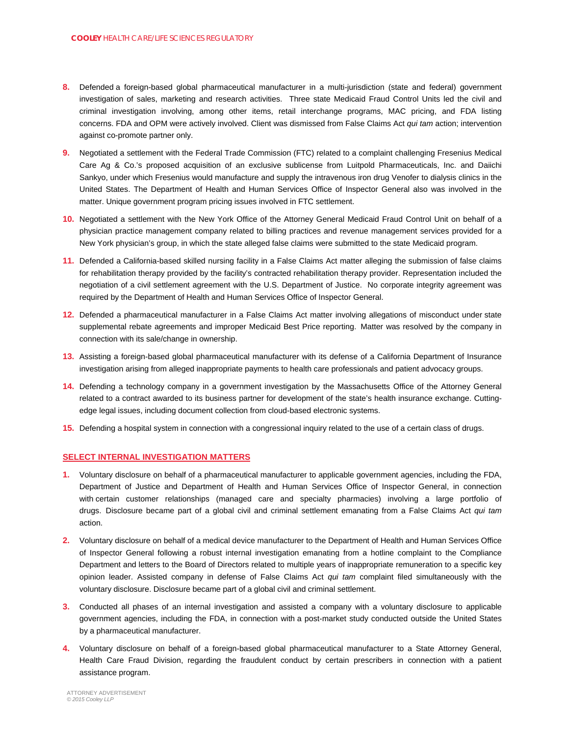8. Defended a foreign-based global pharmaceutical manufacturer in a multi-jurisdiction (state and federal) government investigation of sales, marketing and research activities. Three state Medicaid Fraud Control Units led the civil and criminal investigation involving, among other items, retail interchange programs, MAC pricing, and FDA listing concerns. FDA and OPM were actively involved. Client was dismissed from False Claims Act *qui tam* action; intervention against co-promote partner only.
9. Negotiated a settlement with the Federal Trade Commission (FTC) related to a complaint challenging Fresenius Medical Care Ag & Co.'s proposed acquisition of an exclusive sublicense from Luitpold Pharmaceuticals, Inc. and Daiichi Sankyo, under which Fresenius would manufacture and supply the intravenous iron drug Venofer to dialysis clinics in the United States. The Department of Health and Human Services Office of Inspector General also was involved in the matter. Unique government program pricing issues involved in FTC settlement.
10. Negotiated a settlement with the New York Office of the Attorney General Medicaid Fraud Control Unit on behalf of a physician practice management company related to billing practices and revenue management services provided for a New York physician's group, in which the state alleged false claims were submitted to the state Medicaid program.
11. Defended a California-based skilled nursing facility in a False Claims Act matter alleging the submission of false claims for rehabilitation therapy provided by the facility's contracted rehabilitation therapy provider. Representation included the negotiation of a civil settlement agreement with the U.S. Department of Justice. No corporate integrity agreement was required by the Department of Health and Human Services Office of Inspector General.
12. Defended a pharmaceutical manufacturer in a False Claims Act matter involving allegations of misconduct under state supplemental rebate agreements and improper Medicaid Best Price reporting. Matter was resolved by the company in connection with its sale/change in ownership.
13. Assisting a foreign-based global pharmaceutical manufacturer with its defense of a California Department of Insurance investigation arising from alleged inappropriate payments to health care professionals and patient advocacy groups.
14. Defending a technology company in a government investigation by the Massachusetts Office of the Attorney General related to a contract awarded to its business partner for development of the state's health insurance exchange. Cutting-edge legal issues, including document collection from cloud-based electronic systems.
15. Defending a hospital system in connection with a congressional inquiry related to the use of a certain class of drugs.

## SELECT INTERNAL INVESTIGATION MATTERS

1. Voluntary disclosure on behalf of a pharmaceutical manufacturer to applicable government agencies, including the FDA, Department of Justice and Department of Health and Human Services Office of Inspector General, in connection with certain customer relationships (managed care and specialty pharmacies) involving a large portfolio of drugs. Disclosure became part of a global civil and criminal settlement emanating from a False Claims Act *qui tam* action.
2. Voluntary disclosure on behalf of a medical device manufacturer to the Department of Health and Human Services Office of Inspector General following a robust internal investigation emanating from a hotline complaint to the Compliance Department and letters to the Board of Directors related to multiple years of inappropriate remuneration to a specific key opinion leader. Assisted company in defense of False Claims Act *qui tam* complaint filed simultaneously with the voluntary disclosure. Disclosure became part of a global civil and criminal settlement.
3. Conducted all phases of an internal investigation and assisted a company with a voluntary disclosure to applicable government agencies, including the FDA, in connection with a post-market study conducted outside the United States by a pharmaceutical manufacturer.
4. Voluntary disclosure on behalf of a foreign-based global pharmaceutical manufacturer to a State Attorney General, Health Care Fraud Division, regarding the fraudulent conduct by certain prescribers in connection with a patient assistance program.

ATTORNEY ADVERTISEMENT
*© 2015 Cooley LLP*